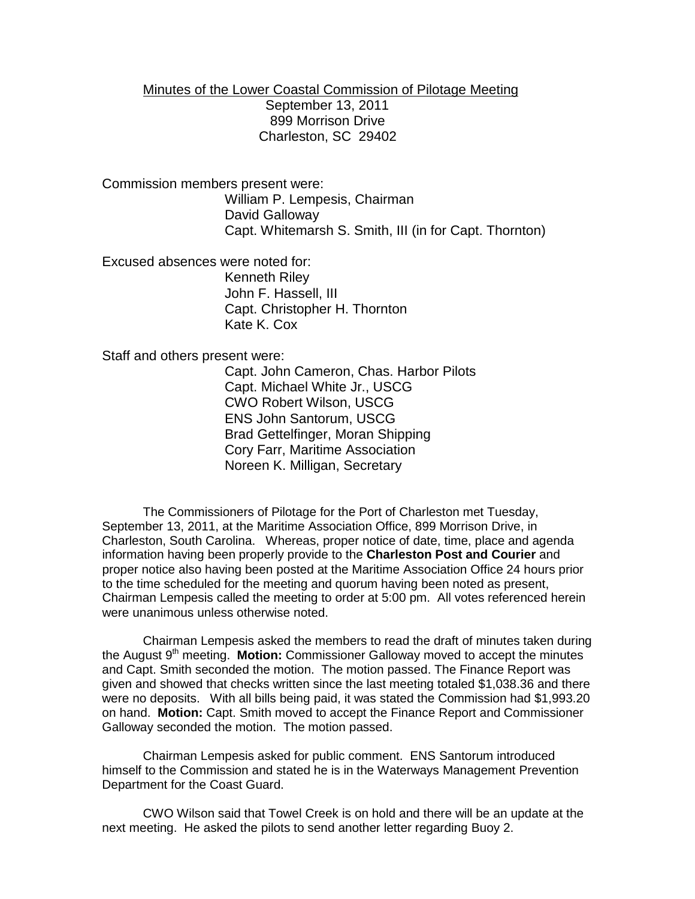Minutes of the Lower Coastal Commission of Pilotage Meeting
September 13, 2011
899 Morrison Drive
Charleston, SC 29402

Commission members present were:

William P. Lempesis, Chairman
David Galloway
Capt. Whitemarsh S. Smith, III (in for Capt. Thornton)

Excused absences were noted for:

Kenneth Riley
John F. Hassell, III
Capt. Christopher H. Thornton
Kate K. Cox

Staff and others present were:

Capt. John Cameron, Chas. Harbor Pilots
Capt. Michael White Jr., USCG
CWO Robert Wilson, USCG
ENS John Santorum, USCG
Brad Gettelfinger, Moran Shipping
Cory Farr, Maritime Association
Noreen K. Milligan, Secretary

The Commissioners of Pilotage for the Port of Charleston met Tuesday, September 13, 2011, at the Maritime Association Office, 899 Morrison Drive, in Charleston, South Carolina. Whereas, proper notice of date, time, place and agenda information having been properly provide to the **Charleston Post and Courier** and proper notice also having been posted at the Maritime Association Office 24 hours prior to the time scheduled for the meeting and quorum having been noted as present, Chairman Lempesis called the meeting to order at 5:00 pm. All votes referenced herein were unanimous unless otherwise noted.

Chairman Lempesis asked the members to read the draft of minutes taken during the August 9th meeting. **Motion:** Commissioner Galloway moved to accept the minutes and Capt. Smith seconded the motion. The motion passed. The Finance Report was given and showed that checks written since the last meeting totaled $1,038.36 and there were no deposits. With all bills being paid, it was stated the Commission had $1,993.20 on hand. **Motion:** Capt. Smith moved to accept the Finance Report and Commissioner Galloway seconded the motion. The motion passed.

Chairman Lempesis asked for public comment. ENS Santorum introduced himself to the Commission and stated he is in the Waterways Management Prevention Department for the Coast Guard.

CWO Wilson said that Towel Creek is on hold and there will be an update at the next meeting. He asked the pilots to send another letter regarding Buoy 2.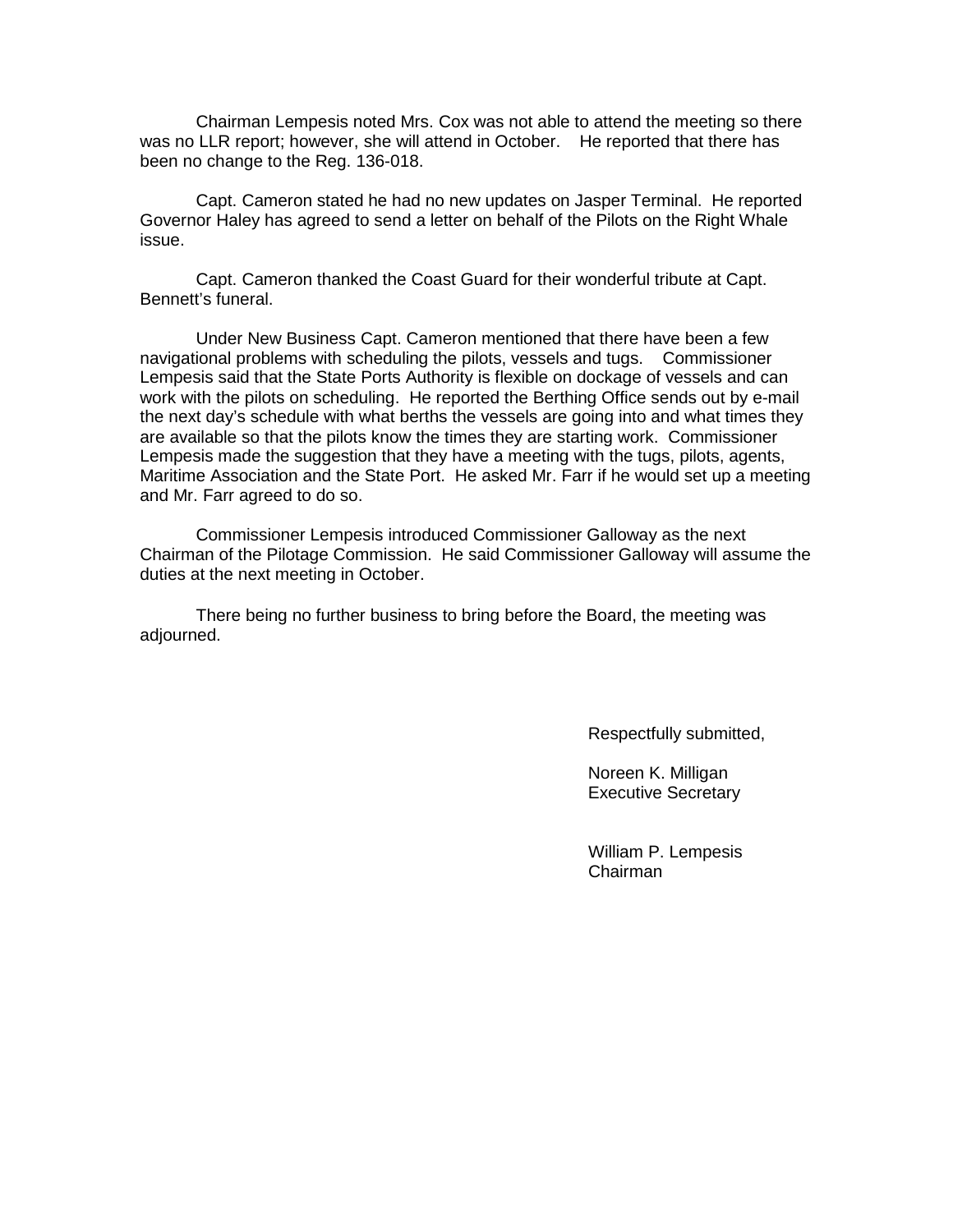Chairman Lempesis noted Mrs. Cox was not able to attend the meeting so there was no LLR report; however, she will attend in October. He reported that there has been no change to the Reg. 136-018.

Capt. Cameron stated he had no new updates on Jasper Terminal. He reported Governor Haley has agreed to send a letter on behalf of the Pilots on the Right Whale issue.

Capt. Cameron thanked the Coast Guard for their wonderful tribute at Capt. Bennett's funeral.

Under New Business Capt. Cameron mentioned that there have been a few navigational problems with scheduling the pilots, vessels and tugs. Commissioner Lempesis said that the State Ports Authority is flexible on dockage of vessels and can work with the pilots on scheduling. He reported the Berthing Office sends out by e-mail the next day's schedule with what berths the vessels are going into and what times they are available so that the pilots know the times they are starting work. Commissioner Lempesis made the suggestion that they have a meeting with the tugs, pilots, agents, Maritime Association and the State Port. He asked Mr. Farr if he would set up a meeting and Mr. Farr agreed to do so.

Commissioner Lempesis introduced Commissioner Galloway as the next Chairman of the Pilotage Commission. He said Commissioner Galloway will assume the duties at the next meeting in October.

There being no further business to bring before the Board, the meeting was adjourned.

Respectfully submitted,

Noreen K. Milligan
Executive Secretary

William P. Lempesis
Chairman